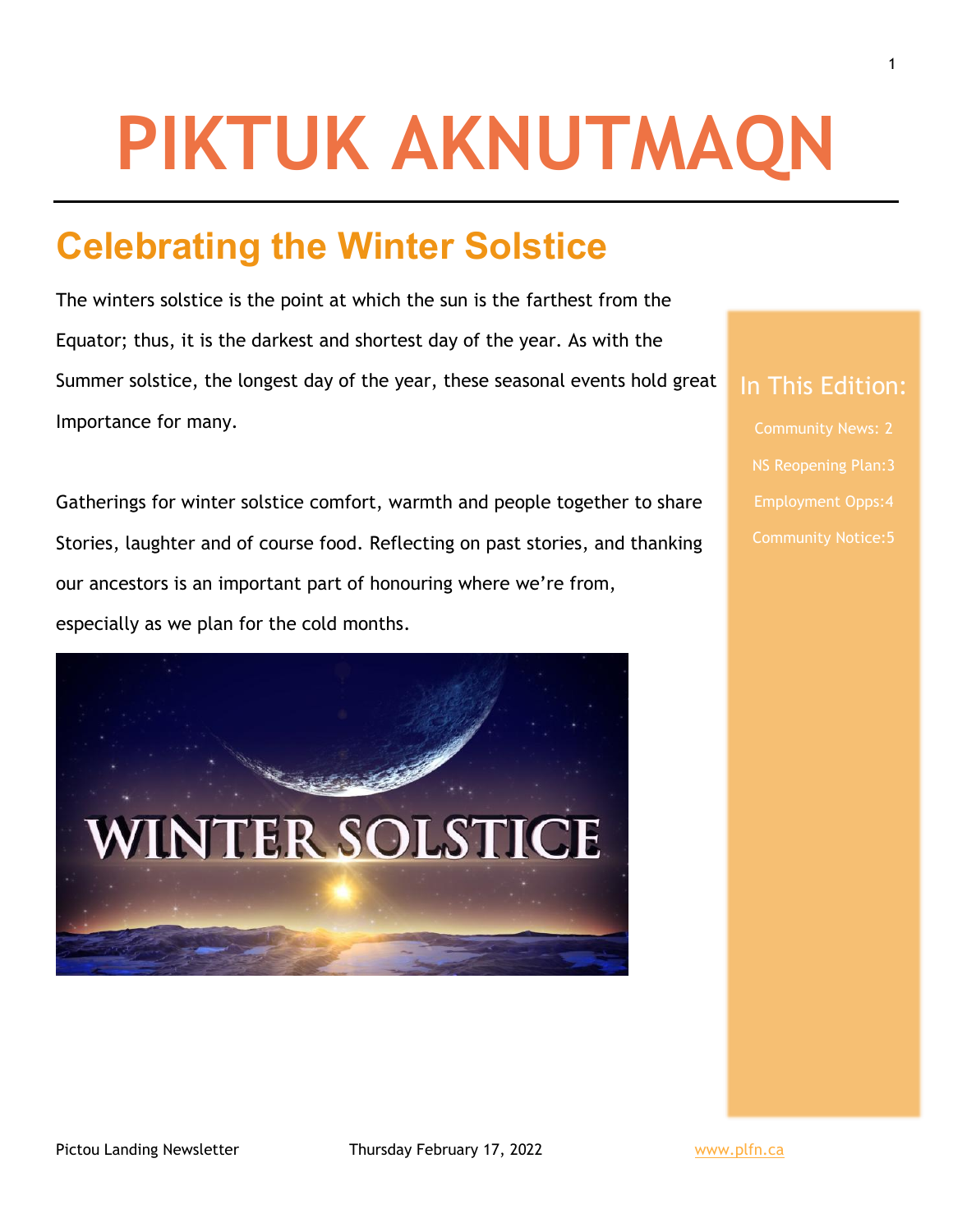# PIKTUK AKNUTMAQN

## Celebrating the Winter Solstice

The winters solstice is the point at which the sun is the farthest from the Equator; thus, it is the darkest and shortest day of the year. As with the Summer solstice, the longest day of the year, these seasonal events hold great Importance for many.

Gatherings for winter solstice comfort, warmth and people together to share Stories, laughter and of course food. Reflecting on past stories, and thanking our ancestors is an important part of honouring where we're from, especially as we plan for the cold months.

### In This Edition:

- Community News: 2
- NS Reopening Plan:3
- Employment Opps:4
- Community Notice:5

Pictou Landing Newsletter Thursday February 17, 2022 www.plfn.ca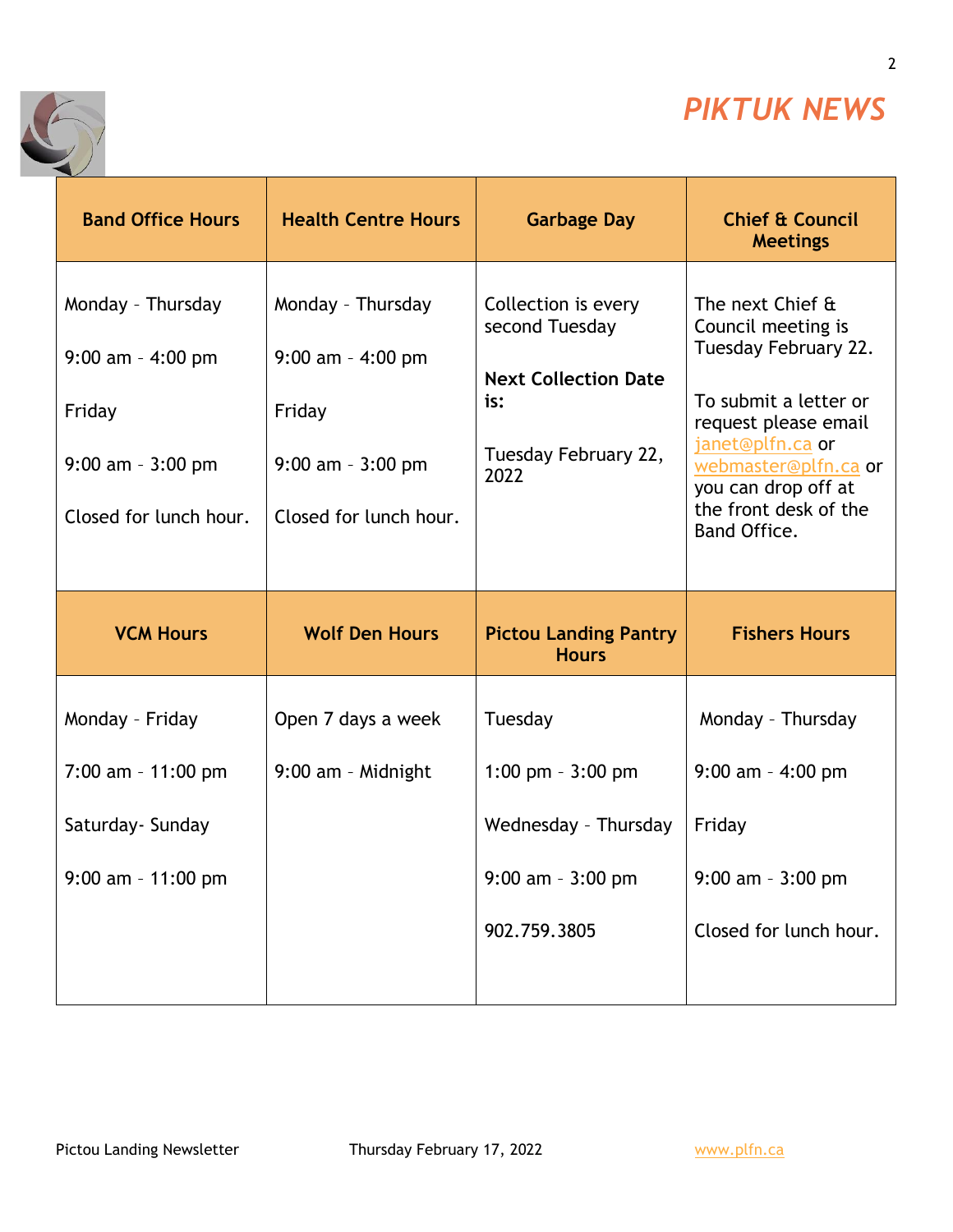# *PIKTUK NEWS*

| Band Office Hours | Health Centre Hours | Garbage Day | Chief & Council Meetings |
|---|---|---|---|
| Monday - Thursday<br><br>9:00 am - 4:00 pm<br><br>Friday<br><br>9:00 am - 3:00 pm<br><br>Closed for lunch hour. | Monday - Thursday<br><br>9:00 am - 4:00 pm<br><br>Friday<br><br>9:00 am - 3:00 pm<br><br>Closed for lunch hour. | Collection is every second Tuesday<br><br>**Next Collection Date is:**<br><br>Tuesday February 22, 2022 | The next Chief & Council meeting is Tuesday February 22.<br><br>To submit a letter or request please email janet@plfn.ca or webmaster@plfn.ca or you can drop off at the front desk of the Band Office. |
| **VCM Hours** | **Wolf Den Hours** | **Pictou Landing Pantry Hours** | **Fishers Hours** |
| Monday - Friday<br><br>7:00 am - 11:00 pm<br><br>Saturday- Sunday<br><br>9:00 am - 11:00 pm | Open 7 days a week<br><br>9:00 am - Midnight | Tuesday<br><br>1:00 pm - 3:00 pm<br><br>Wednesday - Thursday<br><br>9:00 am - 3:00 pm<br><br>902.759.3805 | Monday - Thursday<br><br>9:00 am - 4:00 pm<br><br>Friday<br><br>9:00 am - 3:00 pm<br><br>Closed for lunch hour. |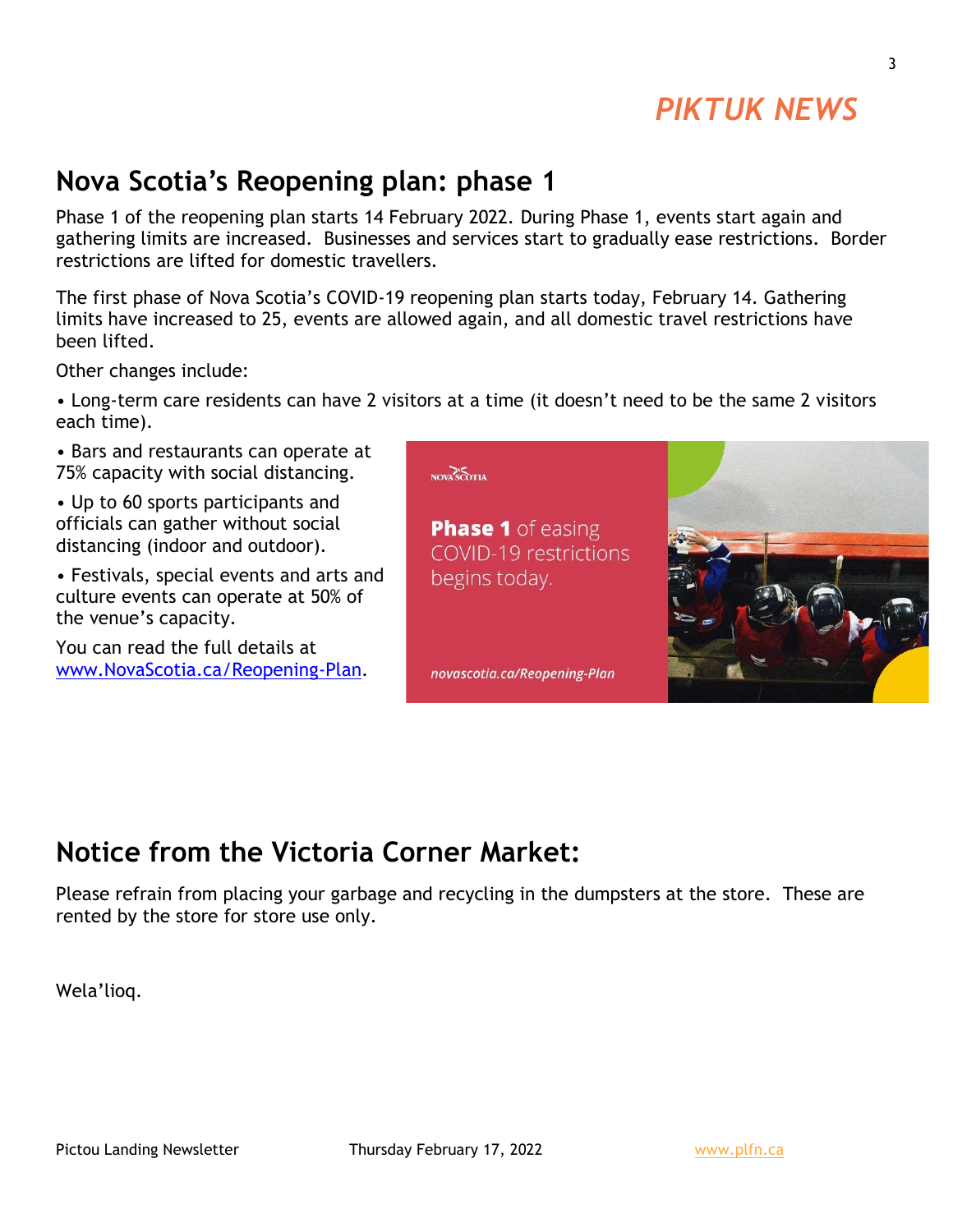## Nova Scotia's Reopening plan: phase 1

Phase 1 of the reopening plan starts 14 February 2022. During Phase 1, events start again and gathering limits are increased. Businesses and services start to gradually ease restrictions. Border restrictions are lifted for domestic travellers.

The first phase of Nova Scotia's COVID-19 reopening plan starts today, February 14. Gathering limits have increased to 25, events are allowed again, and all domestic travel restrictions have been lifted.

Other changes include:

- Long-term care residents can have 2 visitors at a time (it doesn't need to be the same 2 visitors each time).
- Bars and restaurants can operate at 75% capacity with social distancing.
- Up to 60 sports participants and officials can gather without social distancing (indoor and outdoor).
- Festivals, special events and arts and culture events can operate at 50% of the venue's capacity.

You can read the full details at [www.NovaScotia.ca/Reopening-Plan](www.NovaScotia.ca/Reopening-Plan).

## Notice from the Victoria Corner Market:

Please refrain from placing your garbage and recycling in the dumpsters at the store. These are rented by the store for store use only.

Wela'lioq.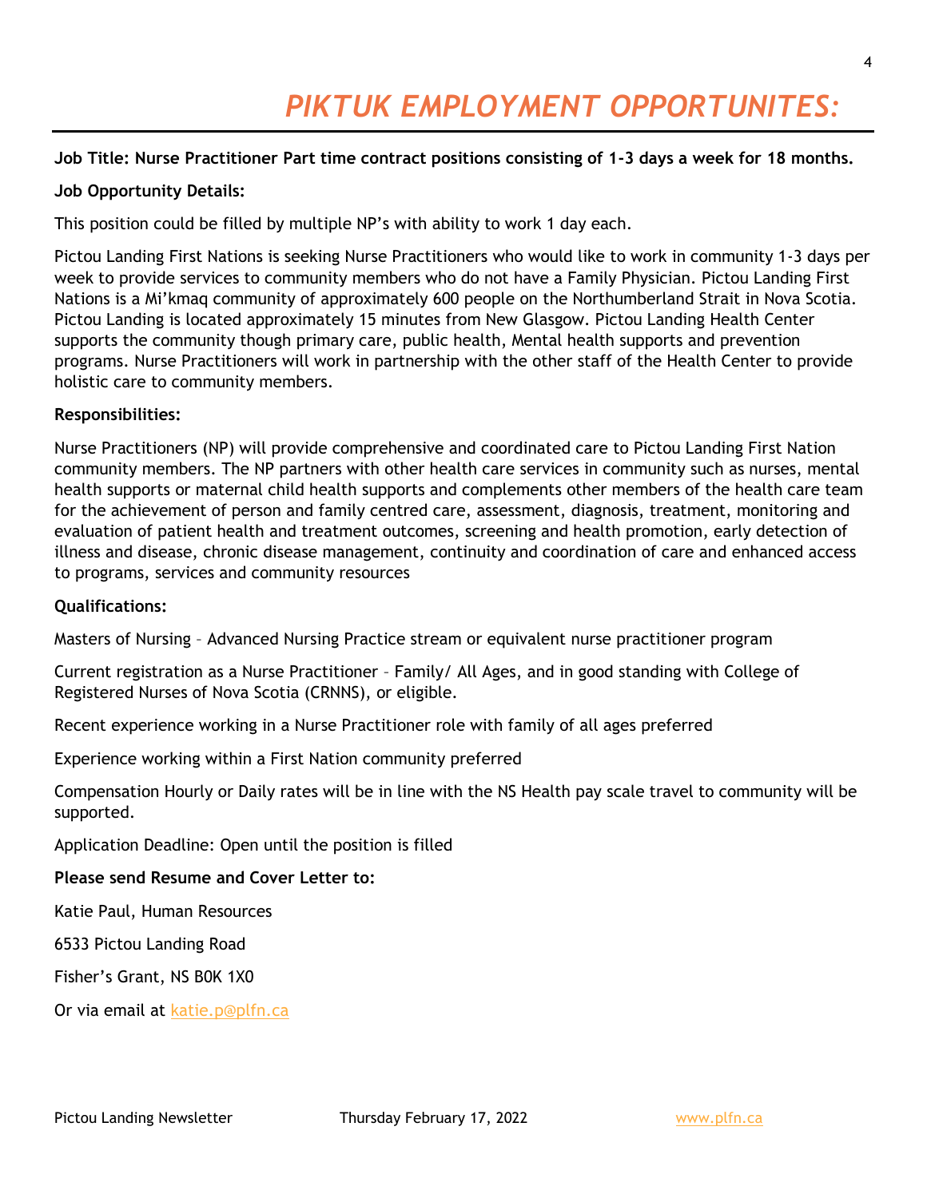# *PIKTUK EMPLOYMENT OPPORTUNITES:*

**Job Title: Nurse Practitioner Part time contract positions consisting of 1-3 days a week for 18 months.**

**Job Opportunity Details:**

This position could be filled by multiple NP's with ability to work 1 day each.

Pictou Landing First Nations is seeking Nurse Practitioners who would like to work in community 1-3 days per week to provide services to community members who do not have a Family Physician. Pictou Landing First Nations is a Mi'kmaq community of approximately 600 people on the Northumberland Strait in Nova Scotia. Pictou Landing is located approximately 15 minutes from New Glasgow. Pictou Landing Health Center supports the community though primary care, public health, Mental health supports and prevention programs. Nurse Practitioners will work in partnership with the other staff of the Health Center to provide holistic care to community members.

**Responsibilities:**

Nurse Practitioners (NP) will provide comprehensive and coordinated care to Pictou Landing First Nation community members. The NP partners with other health care services in community such as nurses, mental health supports or maternal child health supports and complements other members of the health care team for the achievement of person and family centred care, assessment, diagnosis, treatment, monitoring and evaluation of patient health and treatment outcomes, screening and health promotion, early detection of illness and disease, chronic disease management, continuity and coordination of care and enhanced access to programs, services and community resources

**Qualifications:**

Masters of Nursing – Advanced Nursing Practice stream or equivalent nurse practitioner program

Current registration as a Nurse Practitioner – Family/ All Ages, and in good standing with College of Registered Nurses of Nova Scotia (CRNNS), or eligible.

Recent experience working in a Nurse Practitioner role with family of all ages preferred

Experience working within a First Nation community preferred

Compensation Hourly or Daily rates will be in line with the NS Health pay scale travel to community will be supported.

Application Deadline: Open until the position is filled

**Please send Resume and Cover Letter to:**

Katie Paul, Human Resources

6533 Pictou Landing Road

Fisher's Grant, NS B0K 1X0

Or via email at katie.p@plfn.ca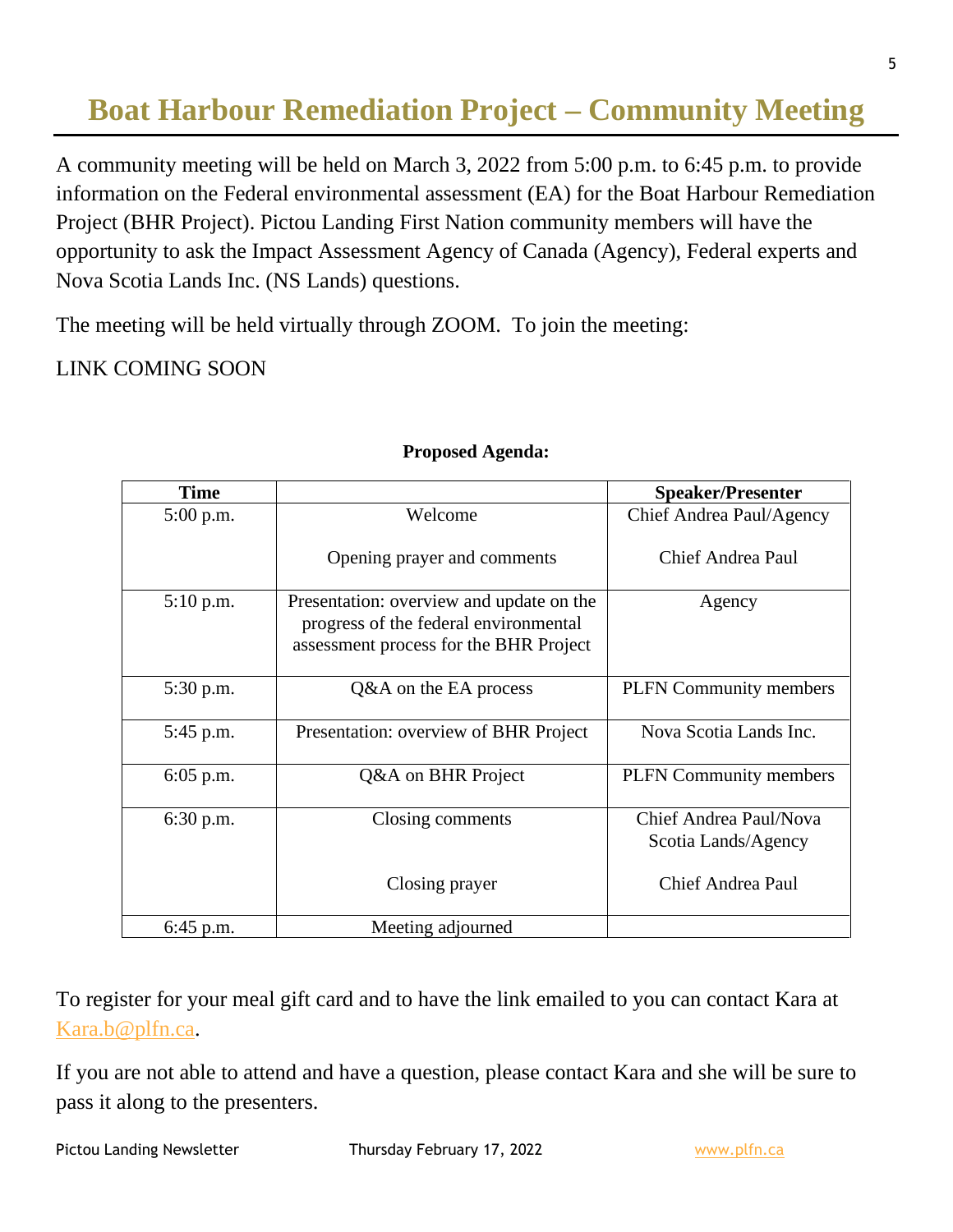# Boat Harbour Remediation Project – Community Meeting

A community meeting will be held on March 3, 2022 from 5:00 p.m. to 6:45 p.m. to provide information on the Federal environmental assessment (EA) for the Boat Harbour Remediation Project (BHR Project). Pictou Landing First Nation community members will have the opportunity to ask the Impact Assessment Agency of Canada (Agency), Federal experts and Nova Scotia Lands Inc. (NS Lands) questions.

The meeting will be held virtually through ZOOM. To join the meeting:

LINK COMING SOON

**Proposed Agenda:**

| Time | | Speaker/Presenter |
|---|---|---|
| 5:00 p.m. | Welcome<br><br>Opening prayer and comments | Chief Andrea Paul/Agency<br><br>Chief Andrea Paul |
| 5:10 p.m. | Presentation: overview and update on the progress of the federal environmental assessment process for the BHR Project | Agency |
| 5:30 p.m. | Q&A on the EA process | PLFN Community members |
| 5:45 p.m. | Presentation: overview of BHR Project | Nova Scotia Lands Inc. |
| 6:05 p.m. | Q&A on BHR Project | PLFN Community members |
| 6:30 p.m. | Closing comments<br><br>Closing prayer | Chief Andrea Paul/Nova Scotia Lands/Agency<br><br>Chief Andrea Paul |
| 6:45 p.m. | Meeting adjourned | |

To register for your meal gift card and to have the link emailed to you can contact Kara at Kara.b@plfn.ca.

If you are not able to attend and have a question, please contact Kara and she will be sure to pass it along to the presenters.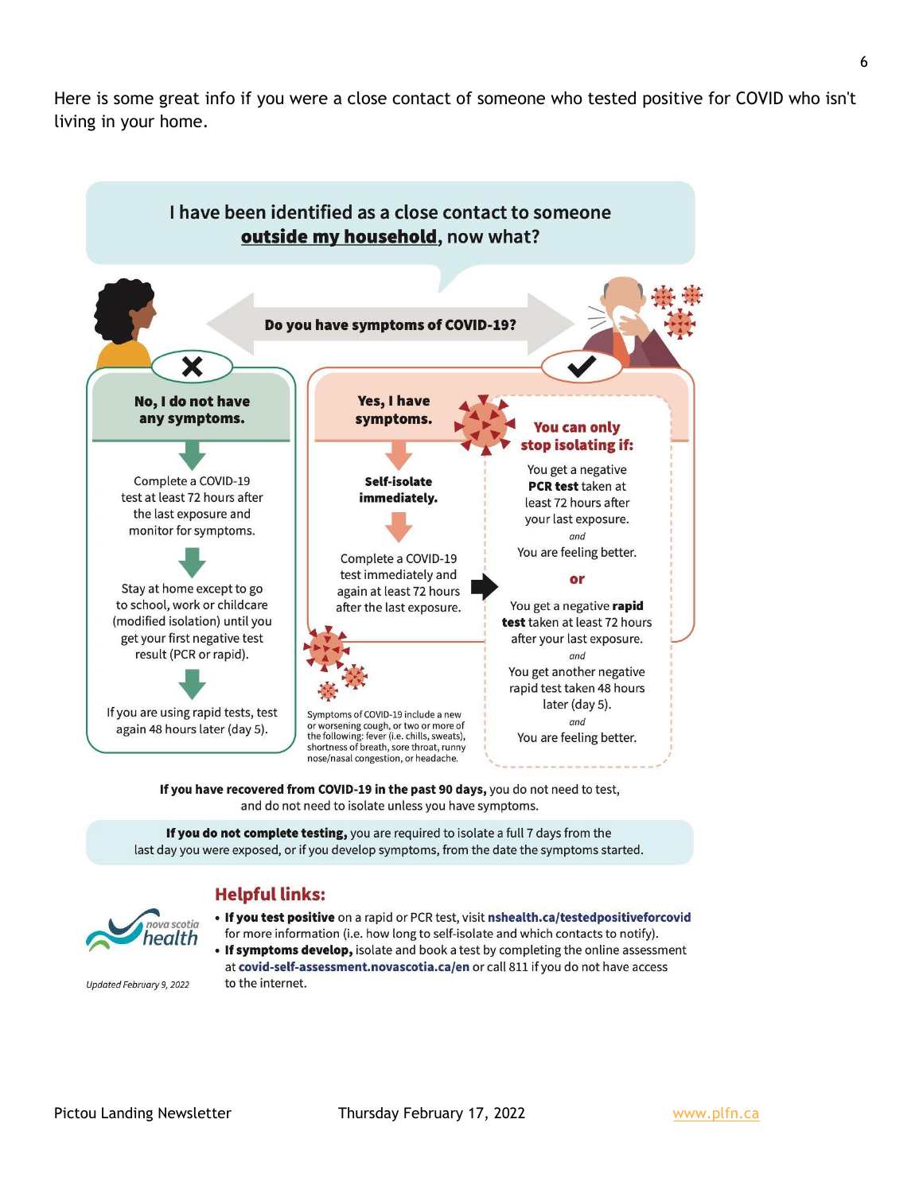Here is some great info if you were a close contact of someone who tested positive for COVID who isn't living in your home.

## I have been identified as a close contact to someone **outside my household**, now what?

**Do you have symptoms of COVID-19?**

### No, I do not have any symptoms.

Complete a COVID-19 test at least 72 hours after the last exposure and monitor for symptoms.

Stay at home except to go to school, work or childcare (modified isolation) until you get your first negative test result (PCR or rapid).

If you are using rapid tests, test again 48 hours later (day 5).

### Yes, I have symptoms.

**Self-isolate immediately.**

Complete a COVID-19 test immediately and again at least 72 hours after the last exposure.

**You can only stop isolating if:**

You get a negative **PCR test** taken at least 72 hours after your last exposure.

*and*

You are feeling better.

**or**

You get a negative **rapid test** taken at least 72 hours after your last exposure.

*and*

You get another negative rapid test taken 48 hours later (day 5).

*and*

You are feeling better.

Symptoms of COVID-19 include a new or worsening cough, or two or more of the following: fever (i.e. chills, sweats), shortness of breath, sore throat, runny nose/nasal congestion, or headache.

**If you have recovered from COVID-19 in the past 90 days,** you do not need to test, and do not need to isolate unless you have symptoms.

**If you do not complete testing,** you are required to isolate a full 7 days from the last day you were exposed, or if you develop symptoms, from the date the symptoms started.

### Helpful links:

- **If you test positive** on a rapid or PCR test, visit **nshealth.ca/testedpositiveforcovid** for more information (i.e. how long to self-isolate and which contacts to notify).
- **If symptoms develop,** isolate and book a test by completing the online assessment at **covid-self-assessment.novascotia.ca/en** or call 811 if you do not have access to the internet.

nova scotia health

*Updated February 9, 2022*